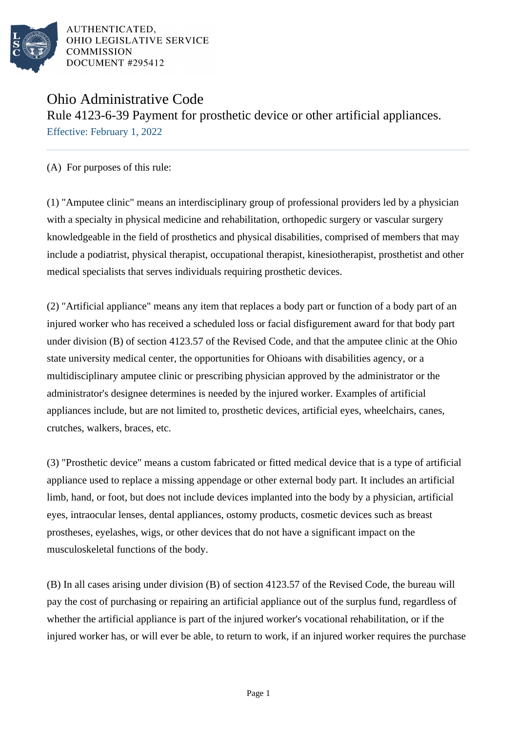AUTHENTICATED,
OHIO LEGISLATIVE SERVICE
COMMISSION
DOCUMENT #295412

# Ohio Administrative Code

## Rule 4123-6-39 Payment for prosthetic device or other artificial appliances.

Effective: February 1, 2022

(A) For purposes of this rule:

(1) "Amputee clinic" means an interdisciplinary group of professional providers led by a physician with a specialty in physical medicine and rehabilitation, orthopedic surgery or vascular surgery knowledgeable in the field of prosthetics and physical disabilities, comprised of members that may include a podiatrist, physical therapist, occupational therapist, kinesiotherapist, prosthetist and other medical specialists that serves individuals requiring prosthetic devices.

(2) "Artificial appliance" means any item that replaces a body part or function of a body part of an injured worker who has received a scheduled loss or facial disfigurement award for that body part under division (B) of section 4123.57 of the Revised Code, and that the amputee clinic at the Ohio state university medical center, the opportunities for Ohioans with disabilities agency, or a multidisciplinary amputee clinic or prescribing physician approved by the administrator or the administrator's designee determines is needed by the injured worker. Examples of artificial appliances include, but are not limited to, prosthetic devices, artificial eyes, wheelchairs, canes, crutches, walkers, braces, etc.

(3) "Prosthetic device" means a custom fabricated or fitted medical device that is a type of artificial appliance used to replace a missing appendage or other external body part. It includes an artificial limb, hand, or foot, but does not include devices implanted into the body by a physician, artificial eyes, intraocular lenses, dental appliances, ostomy products, cosmetic devices such as breast prostheses, eyelashes, wigs, or other devices that do not have a significant impact on the musculoskeletal functions of the body.

(B) In all cases arising under division (B) of section 4123.57 of the Revised Code, the bureau will pay the cost of purchasing or repairing an artificial appliance out of the surplus fund, regardless of whether the artificial appliance is part of the injured worker's vocational rehabilitation, or if the injured worker has, or will ever be able, to return to work, if an injured worker requires the purchase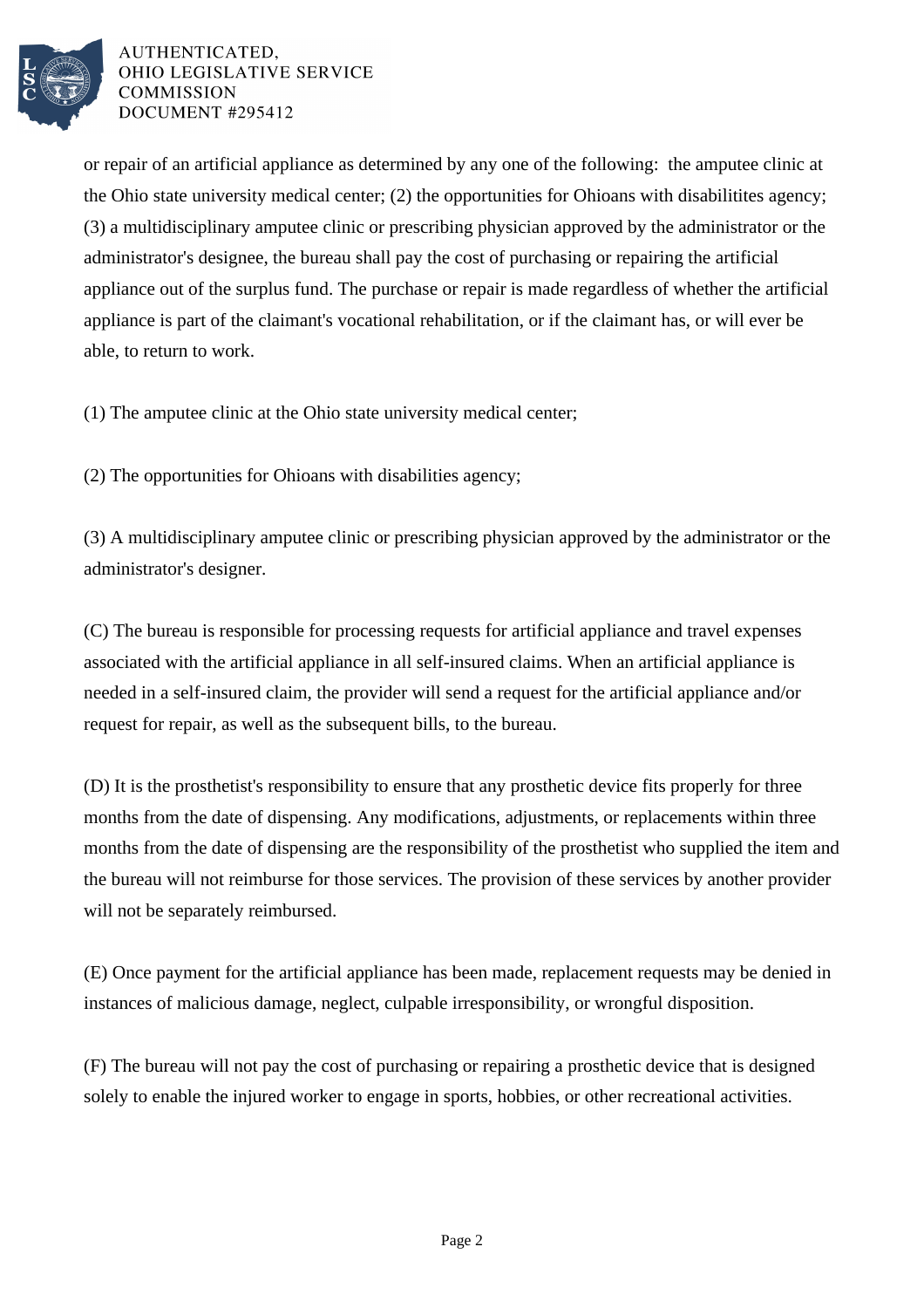or repair of an artificial appliance as determined by any one of the following: the amputee clinic at the Ohio state university medical center; (2) the opportunities for Ohioans with disabilitites agency; (3) a multidisciplinary amputee clinic or prescribing physician approved by the administrator or the administrator's designee, the bureau shall pay the cost of purchasing or repairing the artificial appliance out of the surplus fund. The purchase or repair is made regardless of whether the artificial appliance is part of the claimant's vocational rehabilitation, or if the claimant has, or will ever be able, to return to work.

(1) The amputee clinic at the Ohio state university medical center;

(2) The opportunities for Ohioans with disabilities agency;

(3) A multidisciplinary amputee clinic or prescribing physician approved by the administrator or the administrator's designer.

(C) The bureau is responsible for processing requests for artificial appliance and travel expenses associated with the artificial appliance in all self-insured claims. When an artificial appliance is needed in a self-insured claim, the provider will send a request for the artificial appliance and/or request for repair, as well as the subsequent bills, to the bureau.

(D) It is the prosthetist's responsibility to ensure that any prosthetic device fits properly for three months from the date of dispensing. Any modifications, adjustments, or replacements within three months from the date of dispensing are the responsibility of the prosthetist who supplied the item and the bureau will not reimburse for those services. The provision of these services by another provider will not be separately reimbursed.

(E) Once payment for the artificial appliance has been made, replacement requests may be denied in instances of malicious damage, neglect, culpable irresponsibility, or wrongful disposition.

(F) The bureau will not pay the cost of purchasing or repairing a prosthetic device that is designed solely to enable the injured worker to engage in sports, hobbies, or other recreational activities.